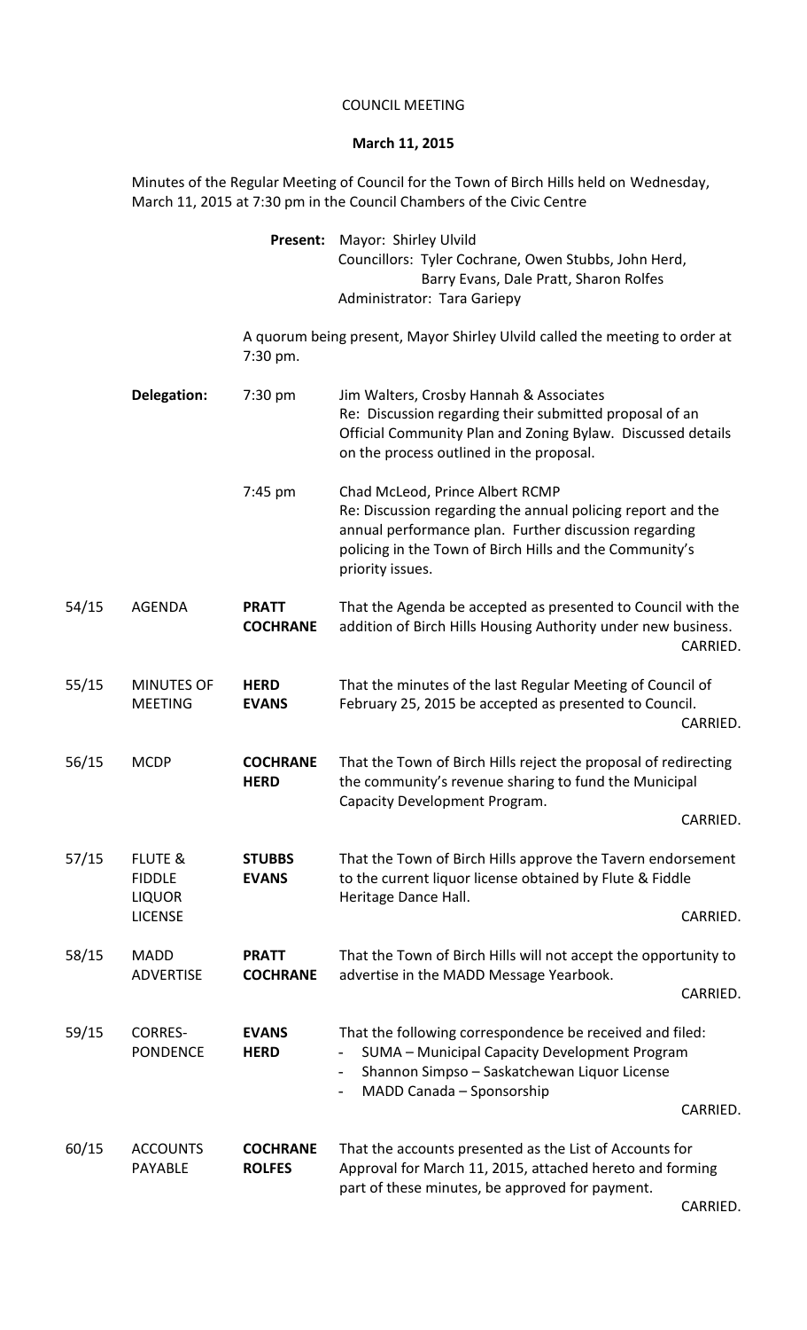# COUNCIL MEETING

**March 11, 2015**

Minutes of the Regular Meeting of Council for the Town of Birch Hills held on Wednesday, March 11, 2015 at 7:30 pm in the Council Chambers of the Civic Centre

**Present:** Mayor: Shirley Ulvild
Councillors: Tyler Cochrane, Owen Stubbs, John Herd, Barry Evans, Dale Pratt, Sharon Rolfes
Administrator: Tara Gariepy

A quorum being present, Mayor Shirley Ulvild called the meeting to order at 7:30 pm.

**Delegation:**

7:30 pm — Jim Walters, Crosby Hannah & Associates
Re: Discussion regarding their submitted proposal of an Official Community Plan and Zoning Bylaw. Discussed details on the process outlined in the proposal.

7:45 pm — Chad McLeod, Prince Albert RCMP
Re: Discussion regarding the annual policing report and the annual performance plan. Further discussion regarding policing in the Town of Birch Hills and the Community's priority issues.

| No. | Item | Moved/Seconded | Motion |
|---|---|---|---|
| 54/15 | AGENDA | **PRATT** **COCHRANE** | That the Agenda be accepted as presented to Council with the addition of Birch Hills Housing Authority under new business. CARRIED. |
| 55/15 | MINUTES OF MEETING | **HERD** **EVANS** | That the minutes of the last Regular Meeting of Council of February 25, 2015 be accepted as presented to Council. CARRIED. |
| 56/15 | MCDP | **COCHRANE** **HERD** | That the Town of Birch Hills reject the proposal of redirecting the community's revenue sharing to fund the Municipal Capacity Development Program. CARRIED. |
| 57/15 | FLUTE & FIDDLE LIQUOR LICENSE | **STUBBS** **EVANS** | That the Town of Birch Hills approve the Tavern endorsement to the current liquor license obtained by Flute & Fiddle Heritage Dance Hall. CARRIED. |
| 58/15 | MADD ADVERTISE | **PRATT** **COCHRANE** | That the Town of Birch Hills will not accept the opportunity to advertise in the MADD Message Yearbook. CARRIED. |
| 59/15 | CORRES-PONDENCE | **EVANS** **HERD** | That the following correspondence be received and filed: - SUMA – Municipal Capacity Development Program - Shannon Simpso – Saskatchewan Liquor License - MADD Canada – Sponsorship CARRIED. |
| 60/15 | ACCOUNTS PAYABLE | **COCHRANE** **ROLFES** | That the accounts presented as the List of Accounts for Approval for March 11, 2015, attached hereto and forming part of these minutes, be approved for payment. CARRIED. |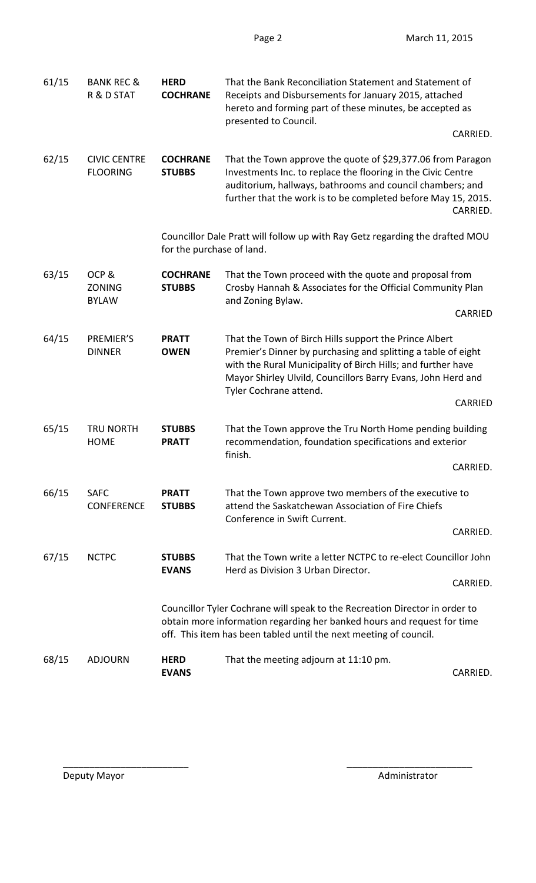| | | | |
|---|---|---|---|
| 61/15 | BANK REC & R & D STAT | **HERD** **COCHRANE** | That the Bank Reconciliation Statement and Statement of Receipts and Disbursements for January 2015, attached hereto and forming part of these minutes, be accepted as presented to Council. CARRIED. |
| 62/15 | CIVIC CENTRE FLOORING | **COCHRANE** **STUBBS** | That the Town approve the quote of $29,377.06 from Paragon Investments Inc. to replace the flooring in the Civic Centre auditorium, hallways, bathrooms and council chambers; and further that the work is to be completed before May 15, 2015. CARRIED. |
| | | | Councillor Dale Pratt will follow up with Ray Getz regarding the drafted MOU for the purchase of land. |
| 63/15 | OCP & ZONING BYLAW | **COCHRANE** **STUBBS** | That the Town proceed with the quote and proposal from Crosby Hannah & Associates for the Official Community Plan and Zoning Bylaw. CARRIED |
| 64/15 | PREMIER'S DINNER | **PRATT** **OWEN** | That the Town of Birch Hills support the Prince Albert Premier's Dinner by purchasing and splitting a table of eight with the Rural Municipality of Birch Hills; and further have Mayor Shirley Ulvild, Councillors Barry Evans, John Herd and Tyler Cochrane attend. CARRIED |
| 65/15 | TRU NORTH HOME | **STUBBS** **PRATT** | That the Town approve the Tru North Home pending building recommendation, foundation specifications and exterior finish. CARRIED. |
| 66/15 | SAFC CONFERENCE | **PRATT** **STUBBS** | That the Town approve two members of the executive to attend the Saskatchewan Association of Fire Chiefs Conference in Swift Current. CARRIED. |
| 67/15 | NCTPC | **STUBBS** **EVANS** | That the Town write a letter NCTPC to re-elect Councillor John Herd as Division 3 Urban Director. CARRIED. |
| | | | Councillor Tyler Cochrane will speak to the Recreation Director in order to obtain more information regarding her banked hours and request for time off. This item has been tabled until the next meeting of council. |
| 68/15 | ADJOURN | **HERD** **EVANS** | That the meeting adjourn at 11:10 pm. CARRIED. |

\_\_\_\_\_\_\_\_\_\_\_\_\_\_\_\_\_\_\_\_\_\_\_\_
Deputy Mayor

\_\_\_\_\_\_\_\_\_\_\_\_\_\_\_\_\_\_\_\_\_\_\_\_
Administrator